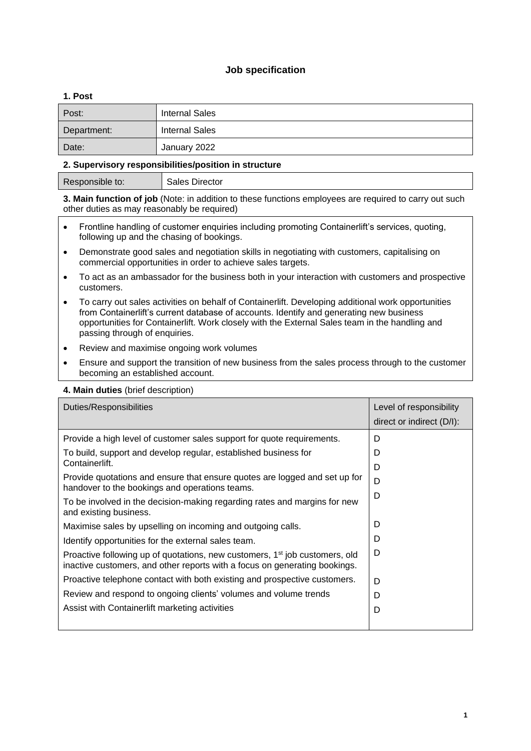# Job specification

### 1. Post

| | |
|---|---|
| Post: | Internal Sales |
| Department: | Internal Sales |
| Date: | January 2022 |

### 2. Supervisory responsibilities/position in structure

| | |
|---|---|
| Responsible to: | Sales Director |

**3. Main function of job** (Note: in addition to these functions employees are required to carry out such other duties as may reasonably be required)

- Frontline handling of customer enquiries including promoting Containerlift's services, quoting, following up and the chasing of bookings.
- Demonstrate good sales and negotiation skills in negotiating with customers, capitalising on commercial opportunities in order to achieve sales targets.
- To act as an ambassador for the business both in your interaction with customers and prospective customers.
- To carry out sales activities on behalf of Containerlift. Developing additional work opportunities from Containerlift's current database of accounts. Identify and generating new business opportunities for Containerlift. Work closely with the External Sales team in the handling and passing through of enquiries.
- Review and maximise ongoing work volumes
- Ensure and support the transition of new business from the sales process through to the customer becoming an established account.

**4. Main duties** (brief description)

| Duties/Responsibilities | Level of responsibility direct or indirect (D/I): |
|---|---|
| Provide a high level of customer sales support for quote requirements. | D |
| To build, support and develop regular, established business for Containerlift. | D |
| Provide quotations and ensure that ensure quotes are logged and set up for handover to the bookings and operations teams. | D |
| To be involved in the decision-making regarding rates and margins for new and existing business. | D |
| Maximise sales by upselling on incoming and outgoing calls. | D |
| Identify opportunities for the external sales team. | D |
| Proactive following up of quotations, new customers, 1st job customers, old inactive customers, and other reports with a focus on generating bookings. | D |
| Proactive telephone contact with both existing and prospective customers. | D |
| Review and respond to ongoing clients' volumes and volume trends | D |
| Assist with Containerlift marketing activities | D |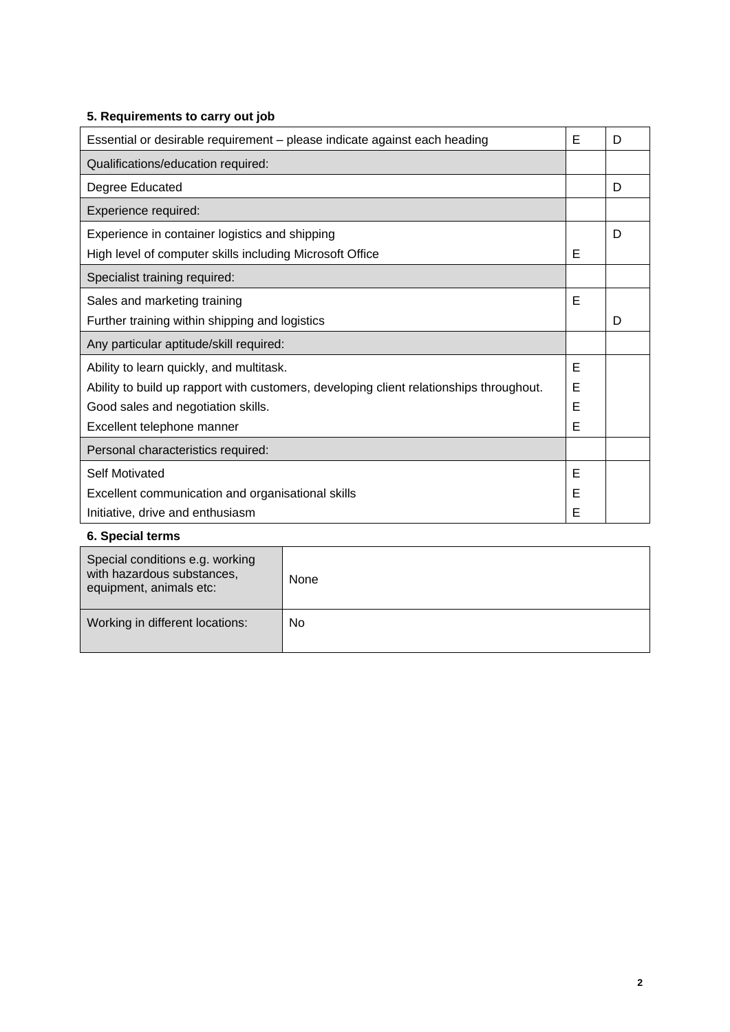**5. Requirements to carry out job**

| Essential or desirable requirement – please indicate against each heading | E | D |
|---|---|---|
| Qualifications/education required: | | |
| Degree Educated | | D |
| Experience required: | | |
| Experience in container logistics and shipping | | D |
| High level of computer skills including Microsoft Office | E | |
| Specialist training required: | | |
| Sales and marketing training | E | |
| Further training within shipping and logistics | | D |
| Any particular aptitude/skill required: | | |
| Ability to learn quickly, and multitask. | E | |
| Ability to build up rapport with customers, developing client relationships throughout. | E | |
| Good sales and negotiation skills. | E | |
| Excellent telephone manner | E | |
| Personal characteristics required: | | |
| Self Motivated | E | |
| Excellent communication and organisational skills | E | |
| Initiative, drive and enthusiasm | E | |

**6. Special terms**

| | |
|---|---|
| Special conditions e.g. working with hazardous substances, equipment, animals etc: | None |
| Working in different locations: | No |